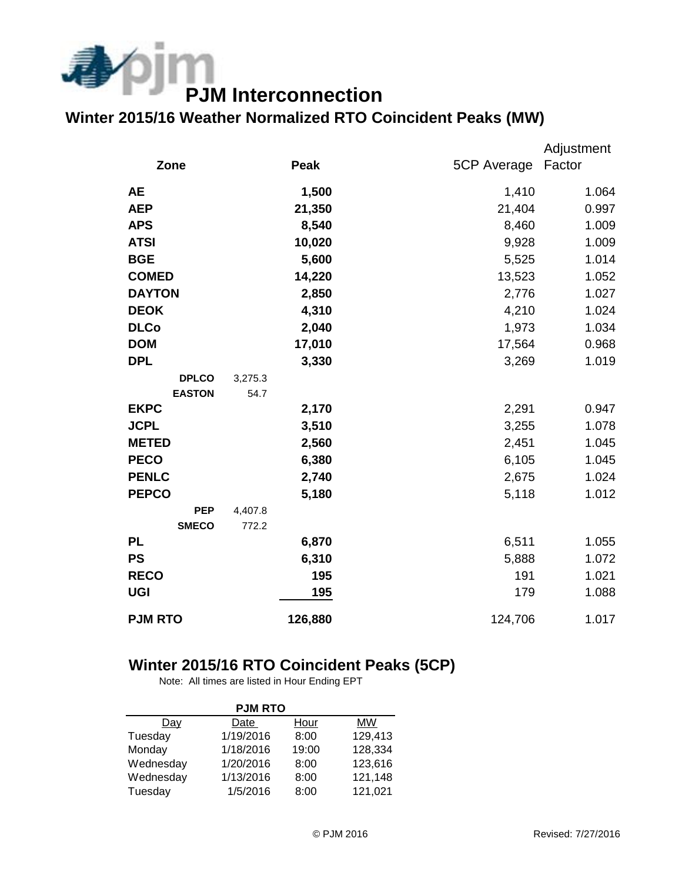# PJM Interconnection

## Winter 2015/16 Weather Normalized RTO Coincident Peaks (MW)

| Zone | | Peak | 5CP Average | Adjustment Factor |
|---|---|---|---|---|
| **AE** | | **1,500** | 1,410 | 1.064 |
| **AEP** | | **21,350** | 21,404 | 0.997 |
| **APS** | | **8,540** | 8,460 | 1.009 |
| **ATSI** | | **10,020** | 9,928 | 1.009 |
| **BGE** | | **5,600** | 5,525 | 1.014 |
| **COMED** | | **14,220** | 13,523 | 1.052 |
| **DAYTON** | | **2,850** | 2,776 | 1.027 |
| **DEOK** | | **4,310** | 4,210 | 1.024 |
| **DLCo** | | **2,040** | 1,973 | 1.034 |
| **DOM** | | **17,010** | 17,564 | 0.968 |
| **DPL** | | **3,330** | 3,269 | 1.019 |
| **DPLCO** | 3,275.3 | | | |
| **EASTON** | 54.7 | | | |
| **EKPC** | | **2,170** | 2,291 | 0.947 |
| **JCPL** | | **3,510** | 3,255 | 1.078 |
| **METED** | | **2,560** | 2,451 | 1.045 |
| **PECO** | | **6,380** | 6,105 | 1.045 |
| **PENLC** | | **2,740** | 2,675 | 1.024 |
| **PEPCO** | | **5,180** | 5,118 | 1.012 |
| **PEP** | 4,407.8 | | | |
| **SMECO** | 772.2 | | | |
| **PL** | | **6,870** | 6,511 | 1.055 |
| **PS** | | **6,310** | 5,888 | 1.072 |
| **RECO** | | **195** | 191 | 1.021 |
| **UGI** | | **195** | 179 | 1.088 |
| **PJM RTO** | | **126,880** | 124,706 | 1.017 |

## Winter 2015/16 RTO Coincident Peaks (5CP)

Note: All times are listed in Hour Ending EPT

| PJM RTO | | | |
|---|---|---|---|
| Day | Date | Hour | MW |
| Tuesday | 1/19/2016 | 8:00 | 129,413 |
| Monday | 1/18/2016 | 19:00 | 128,334 |
| Wednesday | 1/20/2016 | 8:00 | 123,616 |
| Wednesday | 1/13/2016 | 8:00 | 121,148 |
| Tuesday | 1/5/2016 | 8:00 | 121,021 |

© PJM 2016

Revised: 7/27/2016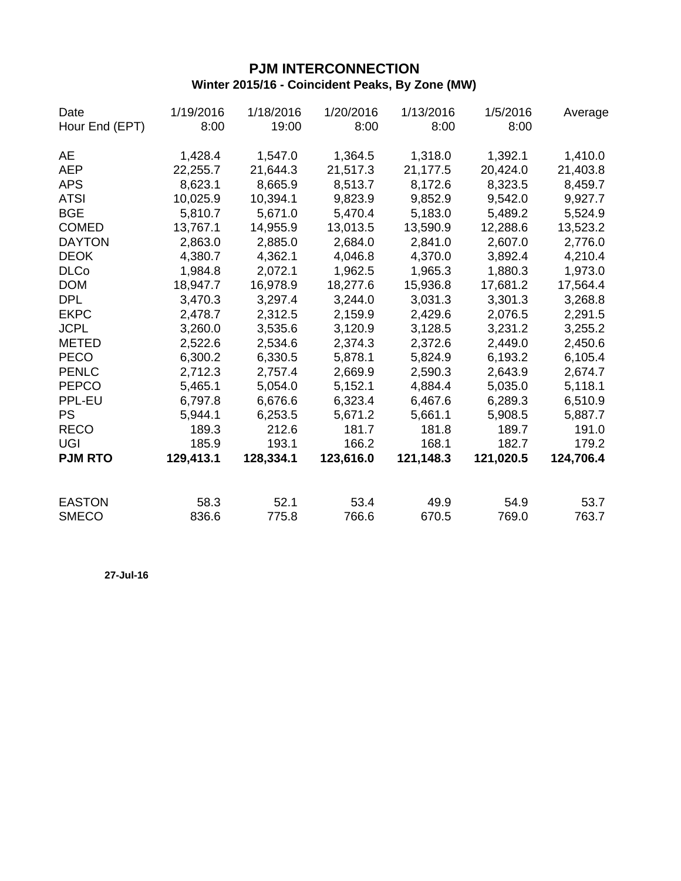# PJM INTERCONNECTION

## Winter 2015/16 - Coincident Peaks, By Zone (MW)

| Date | 1/19/2016 | 1/18/2016 | 1/20/2016 | 1/13/2016 | 1/5/2016 | Average |
|---|---|---|---|---|---|---|
| Hour End (EPT) | 8:00 | 19:00 | 8:00 | 8:00 | 8:00 | |
| AE | 1,428.4 | 1,547.0 | 1,364.5 | 1,318.0 | 1,392.1 | 1,410.0 |
| AEP | 22,255.7 | 21,644.3 | 21,517.3 | 21,177.5 | 20,424.0 | 21,403.8 |
| APS | 8,623.1 | 8,665.9 | 8,513.7 | 8,172.6 | 8,323.5 | 8,459.7 |
| ATSI | 10,025.9 | 10,394.1 | 9,823.9 | 9,852.9 | 9,542.0 | 9,927.7 |
| BGE | 5,810.7 | 5,671.0 | 5,470.4 | 5,183.0 | 5,489.2 | 5,524.9 |
| COMED | 13,767.1 | 14,955.9 | 13,013.5 | 13,590.9 | 12,288.6 | 13,523.2 |
| DAYTON | 2,863.0 | 2,885.0 | 2,684.0 | 2,841.0 | 2,607.0 | 2,776.0 |
| DEOK | 4,380.7 | 4,362.1 | 4,046.8 | 4,370.0 | 3,892.4 | 4,210.4 |
| DLCo | 1,984.8 | 2,072.1 | 1,962.5 | 1,965.3 | 1,880.3 | 1,973.0 |
| DOM | 18,947.7 | 16,978.9 | 18,277.6 | 15,936.8 | 17,681.2 | 17,564.4 |
| DPL | 3,470.3 | 3,297.4 | 3,244.0 | 3,031.3 | 3,301.3 | 3,268.8 |
| EKPC | 2,478.7 | 2,312.5 | 2,159.9 | 2,429.6 | 2,076.5 | 2,291.5 |
| JCPL | 3,260.0 | 3,535.6 | 3,120.9 | 3,128.5 | 3,231.2 | 3,255.2 |
| METED | 2,522.6 | 2,534.6 | 2,374.3 | 2,372.6 | 2,449.0 | 2,450.6 |
| PECO | 6,300.2 | 6,330.5 | 5,878.1 | 5,824.9 | 6,193.2 | 6,105.4 |
| PENLC | 2,712.3 | 2,757.4 | 2,669.9 | 2,590.3 | 2,643.9 | 2,674.7 |
| PEPCO | 5,465.1 | 5,054.0 | 5,152.1 | 4,884.4 | 5,035.0 | 5,118.1 |
| PPL-EU | 6,797.8 | 6,676.6 | 6,323.4 | 6,467.6 | 6,289.3 | 6,510.9 |
| PS | 5,944.1 | 6,253.5 | 5,671.2 | 5,661.1 | 5,908.5 | 5,887.7 |
| RECO | 189.3 | 212.6 | 181.7 | 181.8 | 189.7 | 191.0 |
| UGI | 185.9 | 193.1 | 166.2 | 168.1 | 182.7 | 179.2 |
| **PJM RTO** | **129,413.1** | **128,334.1** | **123,616.0** | **121,148.3** | **121,020.5** | **124,706.4** |
| EASTON | 58.3 | 52.1 | 53.4 | 49.9 | 54.9 | 53.7 |
| SMECO | 836.6 | 775.8 | 766.6 | 670.5 | 769.0 | 763.7 |

**27-Jul-16**